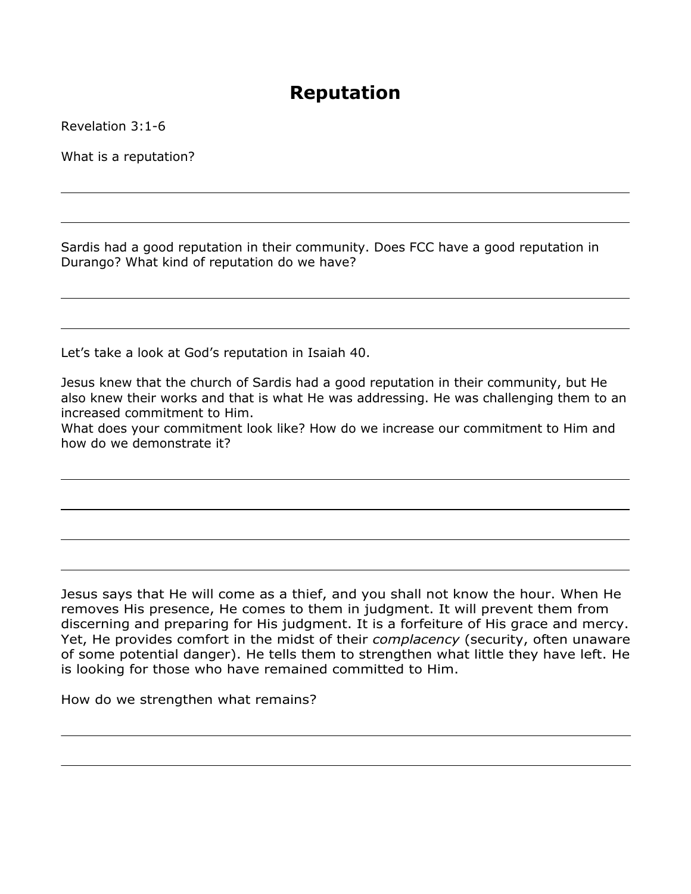# Reputation

Revelation 3:1-6

What is a reputation?

Sardis had a good reputation in their community. Does FCC have a good reputation in Durango? What kind of reputation do we have?

Let's take a look at God's reputation in Isaiah 40.

Jesus knew that the church of Sardis had a good reputation in their community, but He also knew their works and that is what He was addressing. He was challenging them to an increased commitment to Him.
What does your commitment look like? How do we increase our commitment to Him and how do we demonstrate it?

Jesus says that He will come as a thief, and you shall not know the hour. When He removes His presence, He comes to them in judgment. It will prevent them from discerning and preparing for His judgment. It is a forfeiture of His grace and mercy. Yet, He provides comfort in the midst of their *complacency* (security, often unaware of some potential danger). He tells them to strengthen what little they have left. He is looking for those who have remained committed to Him.

How do we strengthen what remains?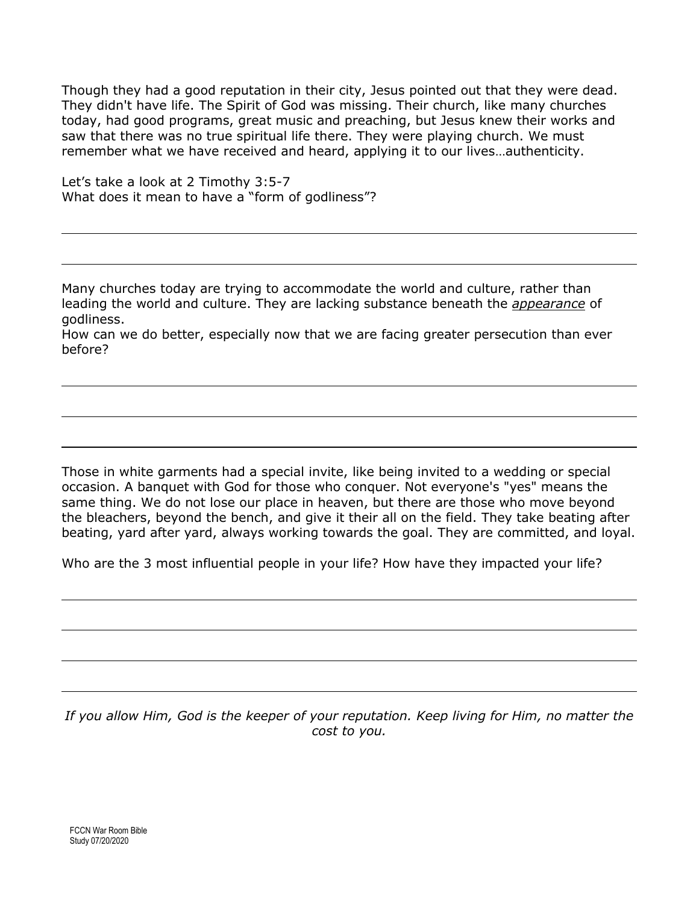Though they had a good reputation in their city, Jesus pointed out that they were dead. They didn't have life. The Spirit of God was missing. Their church, like many churches today, had good programs, great music and preaching, but Jesus knew their works and saw that there was no true spiritual life there. They were playing church. We must remember what we have received and heard, applying it to our lives…authenticity.

Let's take a look at 2 Timothy 3:5-7
What does it mean to have a "form of godliness"?

Many churches today are trying to accommodate the world and culture, rather than leading the world and culture. They are lacking substance beneath the *appearance* of godliness.
How can we do better, especially now that we are facing greater persecution than ever before?

Those in white garments had a special invite, like being invited to a wedding or special occasion. A banquet with God for those who conquer. Not everyone's "yes" means the same thing. We do not lose our place in heaven, but there are those who move beyond the bleachers, beyond the bench, and give it their all on the field. They take beating after beating, yard after yard, always working towards the goal. They are committed, and loyal.

Who are the 3 most influential people in your life? How have they impacted your life?

*If you allow Him, God is the keeper of your reputation. Keep living for Him, no matter the cost to you.*